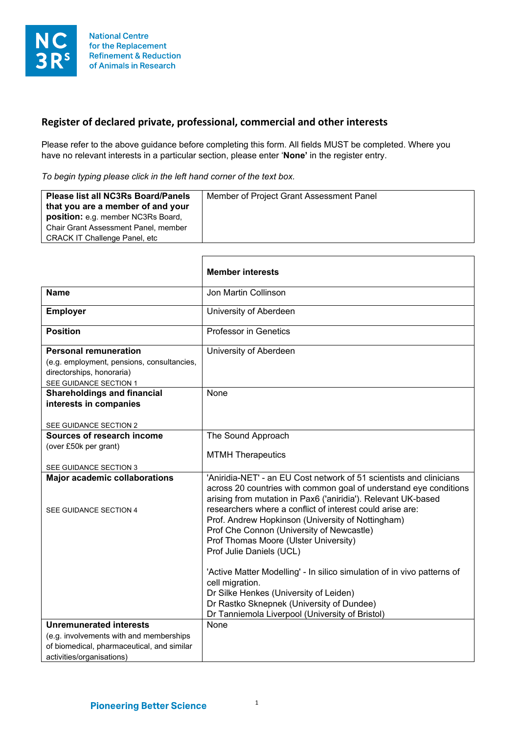National Centre for the Replacement Refinement & Reduction of Animals in Research

## Register of declared private, professional, commercial and other interests

Please refer to the above guidance before completing this form. All fields MUST be completed. Where you have no relevant interests in a particular section, please enter '**None**' in the register entry.

*To begin typing please click in the left hand corner of the text box.*

| **Please list all NC3Rs Board/Panels that you are a member of and your position:** e.g. member NC3Rs Board, Chair Grant Assessment Panel, member CRACK IT Challenge Panel, etc | Member of Project Grant Assessment Panel |
|---|---|

| | **Member interests** |
|---|---|
| **Name** | Jon Martin Collinson |
| **Employer** | University of Aberdeen |
| **Position** | Professor in Genetics |
| **Personal remuneration** (e.g. employment, pensions, consultancies, directorships, honoraria) SEE GUIDANCE SECTION 1 | University of Aberdeen |
| **Shareholdings and financial interests in companies** SEE GUIDANCE SECTION 2 | None |
| **Sources of research income** (over £50k per grant) SEE GUIDANCE SECTION 3 | The Sound Approach<br><br>MTMH Therapeutics |
| **Major academic collaborations** SEE GUIDANCE SECTION 4 | 'Aniridia-NET' - an EU Cost network of 51 scientists and clinicians across 20 countries with common goal of understand eye conditions arising from mutation in Pax6 ('aniridia'). Relevant UK-based researchers where a conflict of interest could arise are:<br>Prof. Andrew Hopkinson (University of Nottingham)<br>Prof Che Connon (University of Newcastle)<br>Prof Thomas Moore (Ulster University)<br>Prof Julie Daniels (UCL)<br><br>'Active Matter Modelling' - In silico simulation of in vivo patterns of cell migration.<br>Dr Silke Henkes (University of Leiden)<br>Dr Rastko Sknepnek (University of Dundee)<br>Dr Tanniemola Liverpool (University of Bristol) |
| **Unremunerated interests** (e.g. involvements with and memberships of biomedical, pharmaceutical, and similar activities/organisations) | None |

Pioneering Better Science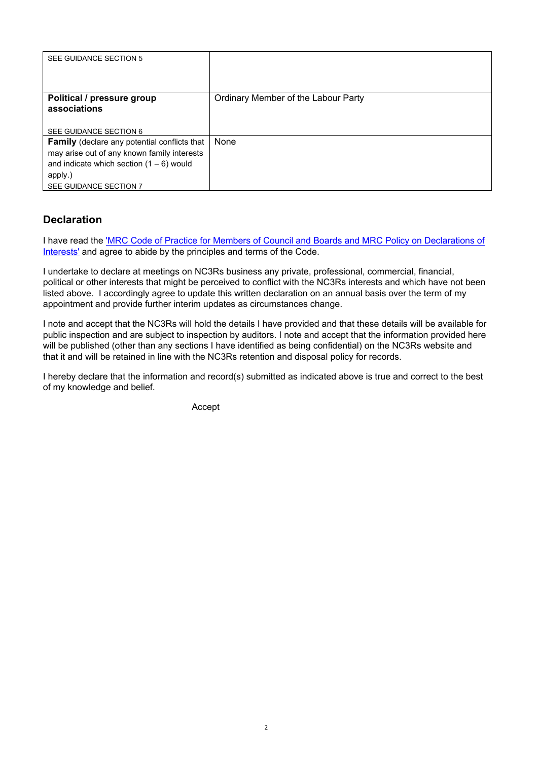| | |
|---|---|
| SEE GUIDANCE SECTION 5 | |
| **Political / pressure group associations**<br><br>SEE GUIDANCE SECTION 6 | Ordinary Member of the Labour Party |
| **Family** (declare any potential conflicts that may arise out of any known family interests and indicate which section (1 – 6) would apply.)<br>SEE GUIDANCE SECTION 7 | None |

## Declaration

I have read the 'MRC Code of Practice for Members of Council and Boards and MRC Policy on Declarations of Interests' and agree to abide by the principles and terms of the Code.

I undertake to declare at meetings on NC3Rs business any private, professional, commercial, financial, political or other interests that might be perceived to conflict with the NC3Rs interests and which have not been listed above. I accordingly agree to update this written declaration on an annual basis over the term of my appointment and provide further interim updates as circumstances change.

I note and accept that the NC3Rs will hold the details I have provided and that these details will be available for public inspection and are subject to inspection by auditors. I note and accept that the information provided here will be published (other than any sections I have identified as being confidential) on the NC3Rs website and that it and will be retained in line with the NC3Rs retention and disposal policy for records.

I hereby declare that the information and record(s) submitted as indicated above is true and correct to the best of my knowledge and belief.

Accept